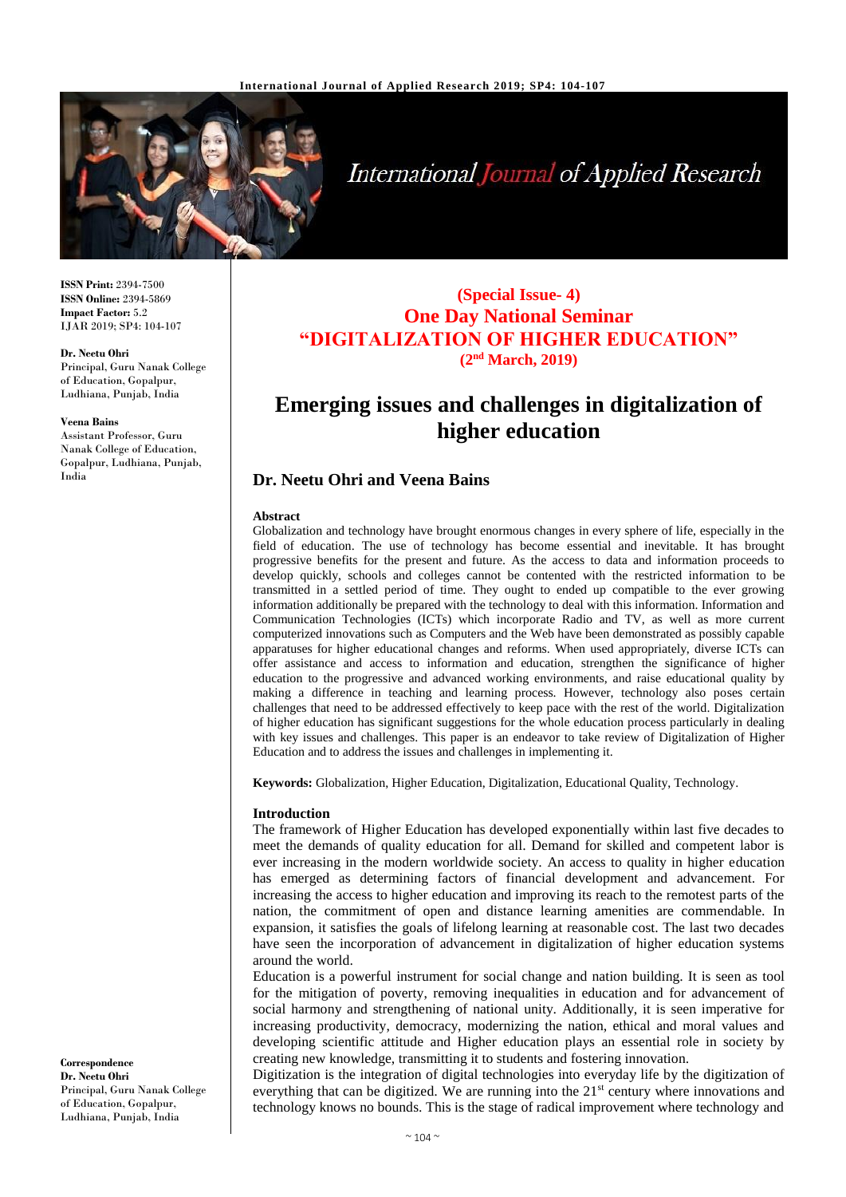**ISSN Print:** 2394-7500
**ISSN Online:** 2394-5869
**Impact Factor:** 5.2
IJAR 2019; SP4: 104-107

**Dr. Neetu Ohri**
Principal, Guru Nanak College of Education, Gopalpur, Ludhiana, Punjab, India

**Veena Bains**
Assistant Professor, Guru Nanak College of Education, Gopalpur, Ludhiana, Punjab, India

**Correspondence**
**Dr. Neetu Ohri**
Principal, Guru Nanak College of Education, Gopalpur, Ludhiana, Punjab, India

**(Special Issue- 4)**
**One Day National Seminar**
**"DIGITALIZATION OF HIGHER EDUCATION"**
**(2nd March, 2019)**

# Emerging issues and challenges in digitalization of higher education

## Dr. Neetu Ohri and Veena Bains

### Abstract

Globalization and technology have brought enormous changes in every sphere of life, especially in the field of education. The use of technology has become essential and inevitable. It has brought progressive benefits for the present and future. As the access to data and information proceeds to develop quickly, schools and colleges cannot be contented with the restricted information to be transmitted in a settled period of time. They ought to ended up compatible to the ever growing information additionally be prepared with the technology to deal with this information. Information and Communication Technologies (ICTs) which incorporate Radio and TV, as well as more current computerized innovations such as Computers and the Web have been demonstrated as possibly capable apparatuses for higher educational changes and reforms. When used appropriately, diverse ICTs can offer assistance and access to information and education, strengthen the significance of higher education to the progressive and advanced working environments, and raise educational quality by making a difference in teaching and learning process. However, technology also poses certain challenges that need to be addressed effectively to keep pace with the rest of the world. Digitalization of higher education has significant suggestions for the whole education process particularly in dealing with key issues and challenges. This paper is an endeavor to take review of Digitalization of Higher Education and to address the issues and challenges in implementing it.

**Keywords:** Globalization, Higher Education, Digitalization, Educational Quality, Technology.

### Introduction

The framework of Higher Education has developed exponentially within last five decades to meet the demands of quality education for all. Demand for skilled and competent labor is ever increasing in the modern worldwide society. An access to quality in higher education has emerged as determining factors of financial development and advancement. For increasing the access to higher education and improving its reach to the remotest parts of the nation, the commitment of open and distance learning amenities are commendable. In expansion, it satisfies the goals of lifelong learning at reasonable cost. The last two decades have seen the incorporation of advancement in digitalization of higher education systems around the world.

Education is a powerful instrument for social change and nation building. It is seen as tool for the mitigation of poverty, removing inequalities in education and for advancement of social harmony and strengthening of national unity. Additionally, it is seen imperative for increasing productivity, democracy, modernizing the nation, ethical and moral values and developing scientific attitude and Higher education plays an essential role in society by creating new knowledge, transmitting it to students and fostering innovation.

Digitization is the integration of digital technologies into everyday life by the digitization of everything that can be digitized. We are running into the 21st century where innovations and technology knows no bounds. This is the stage of radical improvement where technology and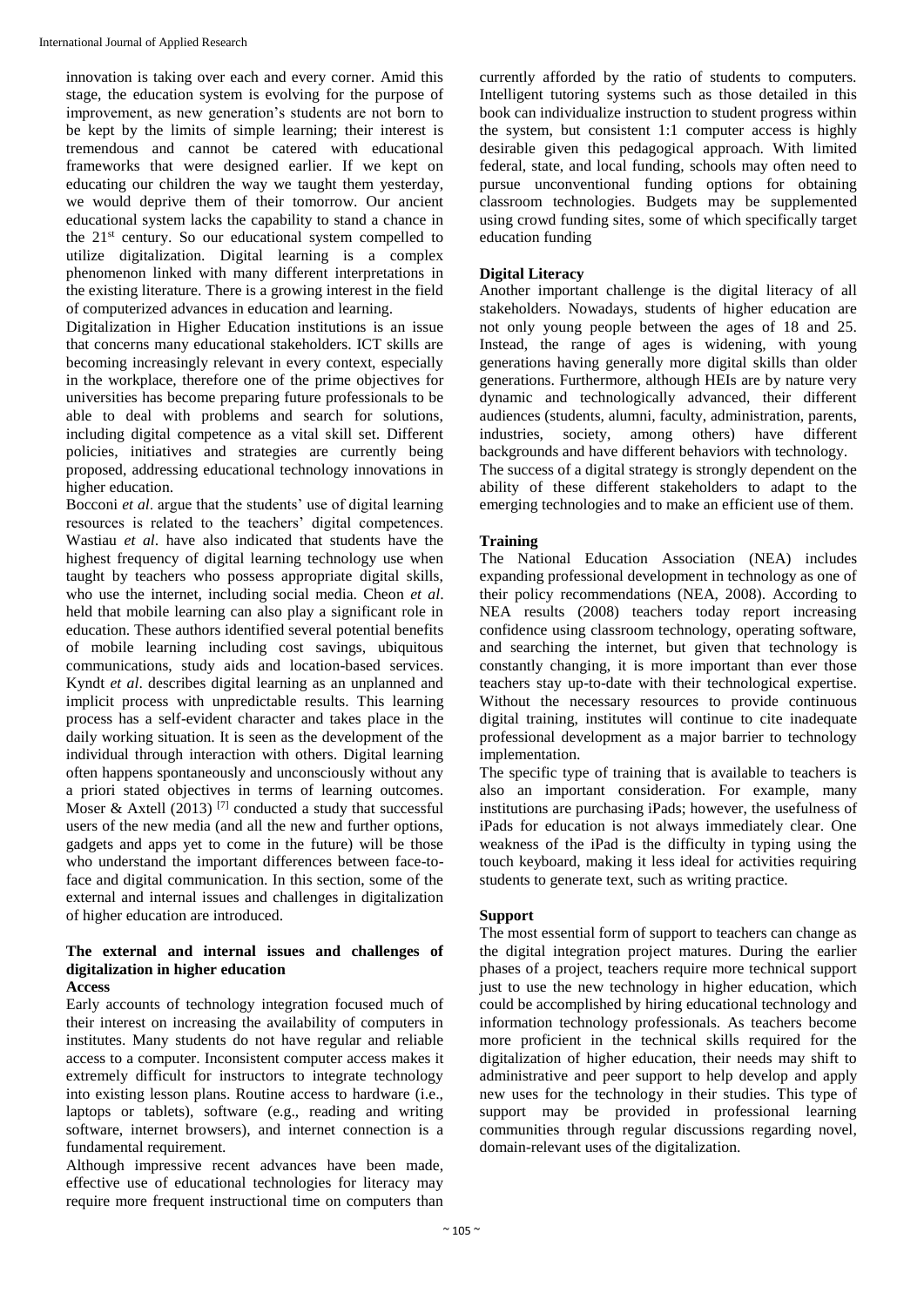innovation is taking over each and every corner. Amid this stage, the education system is evolving for the purpose of improvement, as new generation's students are not born to be kept by the limits of simple learning; their interest is tremendous and cannot be catered with educational frameworks that were designed earlier. If we kept on educating our children the way we taught them yesterday, we would deprive them of their tomorrow. Our ancient educational system lacks the capability to stand a chance in the 21st century. So our educational system compelled to utilize digitalization. Digital learning is a complex phenomenon linked with many different interpretations in the existing literature. There is a growing interest in the field of computerized advances in education and learning.

Digitalization in Higher Education institutions is an issue that concerns many educational stakeholders. ICT skills are becoming increasingly relevant in every context, especially in the workplace, therefore one of the prime objectives for universities has become preparing future professionals to be able to deal with problems and search for solutions, including digital competence as a vital skill set. Different policies, initiatives and strategies are currently being proposed, addressing educational technology innovations in higher education.

Bocconi *et al*. argue that the students' use of digital learning resources is related to the teachers' digital competences. Wastiau *et al*. have also indicated that students have the highest frequency of digital learning technology use when taught by teachers who possess appropriate digital skills, who use the internet, including social media. Cheon *et al*. held that mobile learning can also play a significant role in education. These authors identified several potential benefits of mobile learning including cost savings, ubiquitous communications, study aids and location-based services. Kyndt *et al*. describes digital learning as an unplanned and implicit process with unpredictable results. This learning process has a self-evident character and takes place in the daily working situation. It is seen as the development of the individual through interaction with others. Digital learning often happens spontaneously and unconsciously without any a priori stated objectives in terms of learning outcomes. Moser & Axtell (2013) [7] conducted a study that successful users of the new media (and all the new and further options, gadgets and apps yet to come in the future) will be those who understand the important differences between face-to-face and digital communication. In this section, some of the external and internal issues and challenges in digitalization of higher education are introduced.

## The external and internal issues and challenges of digitalization in higher education

### Access

Early accounts of technology integration focused much of their interest on increasing the availability of computers in institutes. Many students do not have regular and reliable access to a computer. Inconsistent computer access makes it extremely difficult for instructors to integrate technology into existing lesson plans. Routine access to hardware (i.e., laptops or tablets), software (e.g., reading and writing software, internet browsers), and internet connection is a fundamental requirement.

Although impressive recent advances have been made, effective use of educational technologies for literacy may require more frequent instructional time on computers than currently afforded by the ratio of students to computers. Intelligent tutoring systems such as those detailed in this book can individualize instruction to student progress within the system, but consistent 1:1 computer access is highly desirable given this pedagogical approach. With limited federal, state, and local funding, schools may often need to pursue unconventional funding options for obtaining classroom technologies. Budgets may be supplemented using crowd funding sites, some of which specifically target education funding

### Digital Literacy

Another important challenge is the digital literacy of all stakeholders. Nowadays, students of higher education are not only young people between the ages of 18 and 25. Instead, the range of ages is widening, with young generations having generally more digital skills than older generations. Furthermore, although HEIs are by nature very dynamic and technologically advanced, their different audiences (students, alumni, faculty, administration, parents, industries, society, among others) have different backgrounds and have different behaviors with technology.

The success of a digital strategy is strongly dependent on the ability of these different stakeholders to adapt to the emerging technologies and to make an efficient use of them.

### Training

The National Education Association (NEA) includes expanding professional development in technology as one of their policy recommendations (NEA, 2008). According to NEA results (2008) teachers today report increasing confidence using classroom technology, operating software, and searching the internet, but given that technology is constantly changing, it is more important than ever those teachers stay up-to-date with their technological expertise. Without the necessary resources to provide continuous digital training, institutes will continue to cite inadequate professional development as a major barrier to technology implementation.

The specific type of training that is available to teachers is also an important consideration. For example, many institutions are purchasing iPads; however, the usefulness of iPads for education is not always immediately clear. One weakness of the iPad is the difficulty in typing using the touch keyboard, making it less ideal for activities requiring students to generate text, such as writing practice.

### Support

The most essential form of support to teachers can change as the digital integration project matures. During the earlier phases of a project, teachers require more technical support just to use the new technology in higher education, which could be accomplished by hiring educational technology and information technology professionals. As teachers become more proficient in the technical skills required for the digitalization of higher education, their needs may shift to administrative and peer support to help develop and apply new uses for the technology in their studies. This type of support may be provided in professional learning communities through regular discussions regarding novel, domain-relevant uses of the digitalization.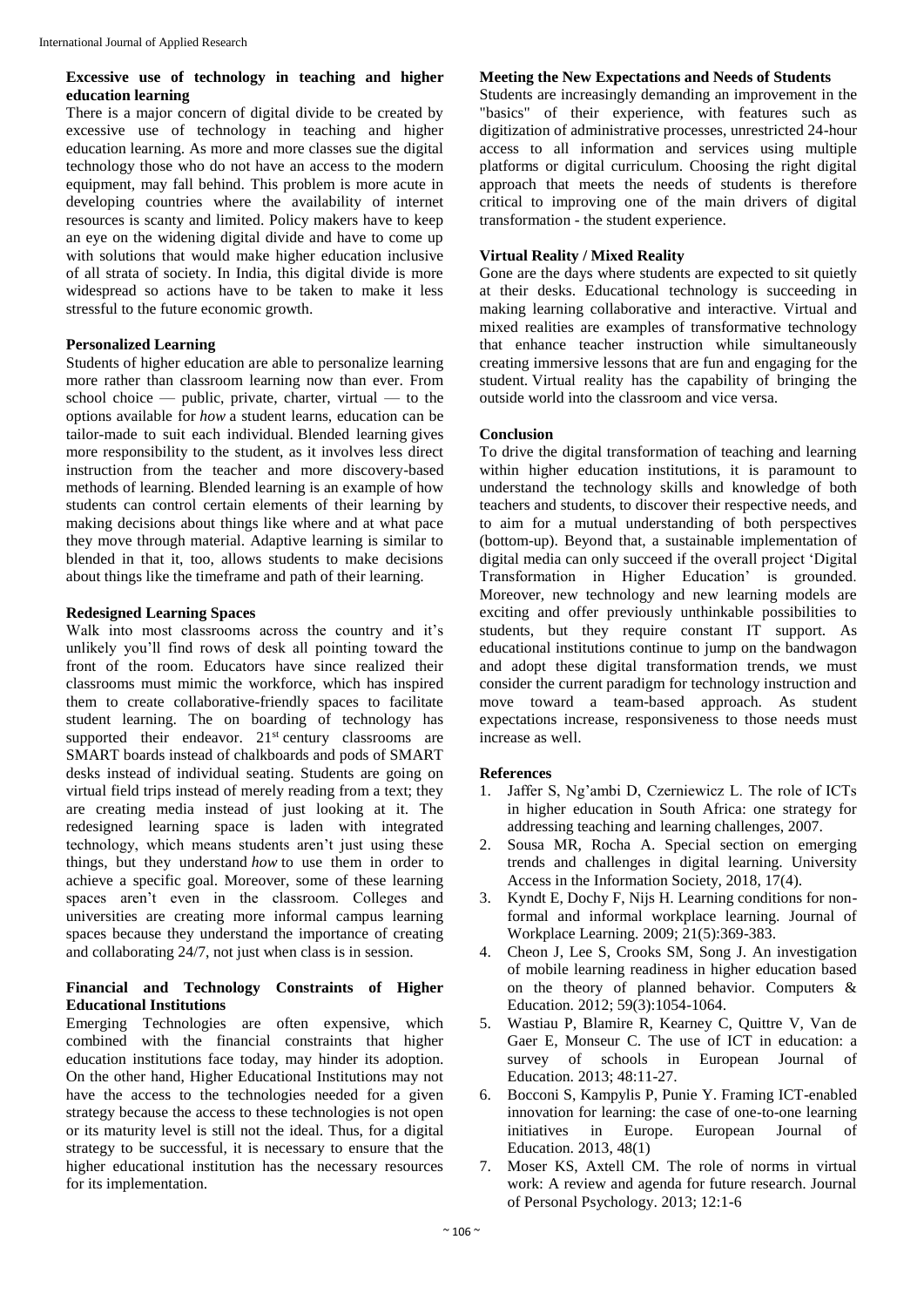### Excessive use of technology in teaching and higher education learning

There is a major concern of digital divide to be created by excessive use of technology in teaching and higher education learning. As more and more classes sue the digital technology those who do not have an access to the modern equipment, may fall behind. This problem is more acute in developing countries where the availability of internet resources is scanty and limited. Policy makers have to keep an eye on the widening digital divide and have to come up with solutions that would make higher education inclusive of all strata of society. In India, this digital divide is more widespread so actions have to be taken to make it less stressful to the future economic growth.

### Personalized Learning

Students of higher education are able to personalize learning more rather than classroom learning now than ever. From school choice — public, private, charter, virtual — to the options available for *how* a student learns, education can be tailor-made to suit each individual. Blended learning gives more responsibility to the student, as it involves less direct instruction from the teacher and more discovery-based methods of learning. Blended learning is an example of how students can control certain elements of their learning by making decisions about things like where and at what pace they move through material. Adaptive learning is similar to blended in that it, too, allows students to make decisions about things like the timeframe and path of their learning.

### Redesigned Learning Spaces

Walk into most classrooms across the country and it's unlikely you'll find rows of desk all pointing toward the front of the room. Educators have since realized their classrooms must mimic the workforce, which has inspired them to create collaborative-friendly spaces to facilitate student learning. The on boarding of technology has supported their endeavor. 21st century classrooms are SMART boards instead of chalkboards and pods of SMART desks instead of individual seating. Students are going on virtual field trips instead of merely reading from a text; they are creating media instead of just looking at it. The redesigned learning space is laden with integrated technology, which means students aren't just using these things, but they understand *how* to use them in order to achieve a specific goal. Moreover, some of these learning spaces aren't even in the classroom. Colleges and universities are creating more informal campus learning spaces because they understand the importance of creating and collaborating 24/7, not just when class is in session.

### Financial and Technology Constraints of Higher Educational Institutions

Emerging Technologies are often expensive, which combined with the financial constraints that higher education institutions face today, may hinder its adoption. On the other hand, Higher Educational Institutions may not have the access to the technologies needed for a given strategy because the access to these technologies is not open or its maturity level is still not the ideal. Thus, for a digital strategy to be successful, it is necessary to ensure that the higher educational institution has the necessary resources for its implementation.

### Meeting the New Expectations and Needs of Students

Students are increasingly demanding an improvement in the "basics" of their experience, with features such as digitization of administrative processes, unrestricted 24-hour access to all information and services using multiple platforms or digital curriculum. Choosing the right digital approach that meets the needs of students is therefore critical to improving one of the main drivers of digital transformation - the student experience.

### Virtual Reality / Mixed Reality

Gone are the days where students are expected to sit quietly at their desks. Educational technology is succeeding in making learning collaborative and interactive. Virtual and mixed realities are examples of transformative technology that enhance teacher instruction while simultaneously creating immersive lessons that are fun and engaging for the student. Virtual reality has the capability of bringing the outside world into the classroom and vice versa.

### Conclusion

To drive the digital transformation of teaching and learning within higher education institutions, it is paramount to understand the technology skills and knowledge of both teachers and students, to discover their respective needs, and to aim for a mutual understanding of both perspectives (bottom-up). Beyond that, a sustainable implementation of digital media can only succeed if the overall project 'Digital Transformation in Higher Education' is grounded. Moreover, new technology and new learning models are exciting and offer previously unthinkable possibilities to students, but they require constant IT support. As educational institutions continue to jump on the bandwagon and adopt these digital transformation trends, we must consider the current paradigm for technology instruction and move toward a team-based approach. As student expectations increase, responsiveness to those needs must increase as well.

### References

1. Jaffer S, Ng'ambi D, Czerniewicz L. The role of ICTs in higher education in South Africa: one strategy for addressing teaching and learning challenges, 2007.
2. Sousa MR, Rocha A. Special section on emerging trends and challenges in digital learning. University Access in the Information Society, 2018, 17(4).
3. Kyndt E, Dochy F, Nijs H. Learning conditions for non-formal and informal workplace learning. Journal of Workplace Learning. 2009; 21(5):369-383.
4. Cheon J, Lee S, Crooks SM, Song J. An investigation of mobile learning readiness in higher education based on the theory of planned behavior. Computers & Education. 2012; 59(3):1054-1064.
5. Wastiau P, Blamire R, Kearney C, Quittre V, Van de Gaer E, Monseur C. The use of ICT in education: a survey of schools in European Journal of Education. 2013; 48:11-27.
6. Bocconi S, Kampylis P, Punie Y. Framing ICT-enabled innovation for learning: the case of one-to-one learning initiatives in Europe. European Journal of Education. 2013, 48(1)
7. Moser KS, Axtell CM. The role of norms in virtual work: A review and agenda for future research. Journal of Personal Psychology. 2013; 12:1-6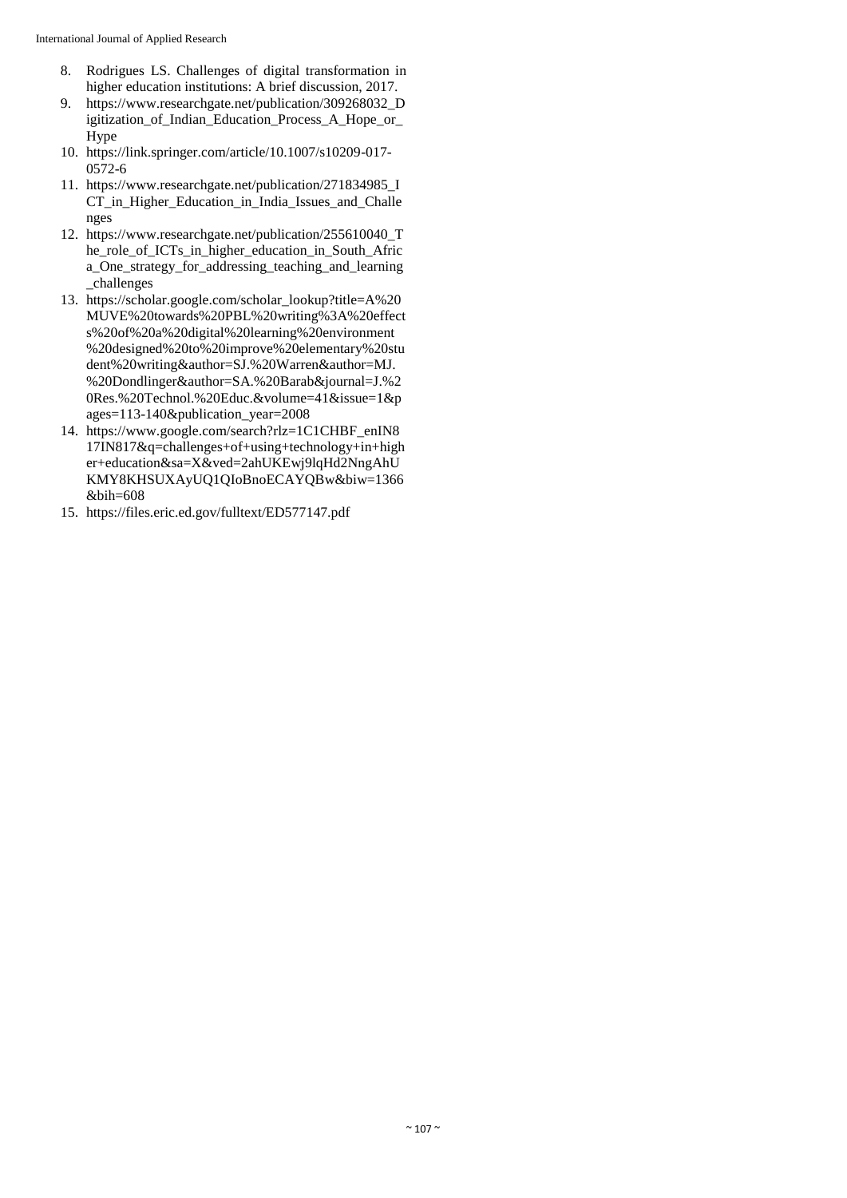8. Rodrigues LS. Challenges of digital transformation in higher education institutions: A brief discussion, 2017.
9. https://www.researchgate.net/publication/309268032_Digitization_of_Indian_Education_Process_A_Hope_or_Hype
10. https://link.springer.com/article/10.1007/s10209-017-0572-6
11. https://www.researchgate.net/publication/271834985_ICT_in_Higher_Education_in_India_Issues_and_Challenges
12. https://www.researchgate.net/publication/255610040_The_role_of_ICTs_in_higher_education_in_South_Africa_One_strategy_for_addressing_teaching_and_learning_challenges
13. https://scholar.google.com/scholar_lookup?title=A%20MUVE%20towards%20PBL%20writing%3A%20effects%20of%20a%20digital%20learning%20environment%20designed%20to%20improve%20elementary%20student%20writing&author=SJ.%20Warren&author=MJ.%20Dondlinger&author=SA.%20Barab&journal=J.%20Res.%20Technol.%20Educ.&volume=41&issue=1&pages=113-140&publication_year=2008
14. https://www.google.com/search?rlz=1C1CHBF_enIN817IN817&q=challenges+of+using+technology+in+higher+education&sa=X&ved=2ahUKEwj9lqHd2NngAhUKMY8KHSUXAyUQ1QIoBnoECAYQBw&biw=1366&bih=608
15. https://files.eric.ed.gov/fulltext/ED577147.pdf